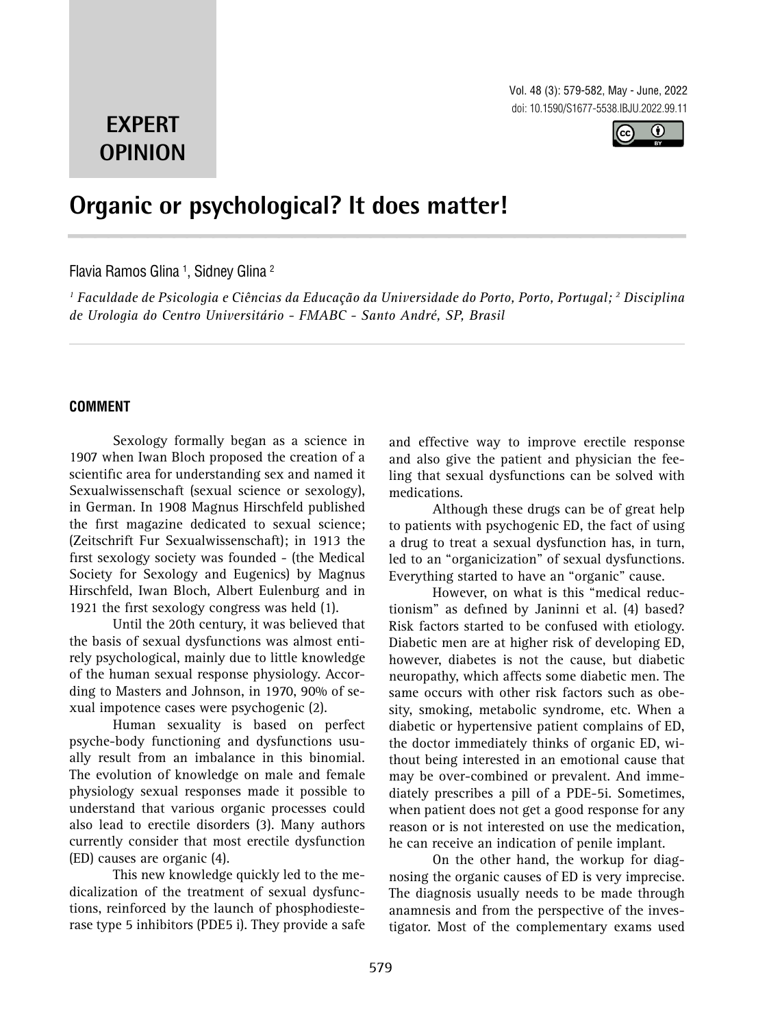**EXPERT OPINION**

# Organic or psychological? It does matter!

Flavia Ramos Glina [1], Sidney Glina [2]

*[1] Faculdade de Psicologia e Ciências da Educação da Universidade do Porto, Porto, Portugal; [2] Disciplina de Urologia do Centro Universitário - FMABC - Santo André, SP, Brasil*

## COMMENT

Sexology formally began as a science in 1907 when Iwan Bloch proposed the creation of a scientific area for understanding sex and named it Sexualwissenschaft (sexual science or sexology), in German. In 1908 Magnus Hirschfeld published the first magazine dedicated to sexual science; (Zeitschrift Fur Sexualwissenschaft); in 1913 the first sexology society was founded - (the Medical Society for Sexology and Eugenics) by Magnus Hirschfeld, Iwan Bloch, Albert Eulenburg and in 1921 the first sexology congress was held (1).

Until the 20th century, it was believed that the basis of sexual dysfunctions was almost entirely psychological, mainly due to little knowledge of the human sexual response physiology. According to Masters and Johnson, in 1970, 90% of sexual impotence cases were psychogenic (2).

Human sexuality is based on perfect psyche-body functioning and dysfunctions usually result from an imbalance in this binomial. The evolution of knowledge on male and female physiology sexual responses made it possible to understand that various organic processes could also lead to erectile disorders (3). Many authors currently consider that most erectile dysfunction (ED) causes are organic (4).

This new knowledge quickly led to the medicalization of the treatment of sexual dysfunctions, reinforced by the launch of phosphodiesterase type 5 inhibitors (PDE5 i). They provide a safe and effective way to improve erectile response and also give the patient and physician the feeling that sexual dysfunctions can be solved with medications.

Although these drugs can be of great help to patients with psychogenic ED, the fact of using a drug to treat a sexual dysfunction has, in turn, led to an "organicization" of sexual dysfunctions. Everything started to have an "organic" cause.

However, on what is this "medical reductionism" as defined by Janinni et al. (4) based? Risk factors started to be confused with etiology. Diabetic men are at higher risk of developing ED, however, diabetes is not the cause, but diabetic neuropathy, which affects some diabetic men. The same occurs with other risk factors such as obesity, smoking, metabolic syndrome, etc. When a diabetic or hypertensive patient complains of ED, the doctor immediately thinks of organic ED, without being interested in an emotional cause that may be over-combined or prevalent. And immediately prescribes a pill of a PDE-5i. Sometimes, when patient does not get a good response for any reason or is not interested on use the medication, he can receive an indication of penile implant.

On the other hand, the workup for diagnosing the organic causes of ED is very imprecise. The diagnosis usually needs to be made through anamnesis and from the perspective of the investigator. Most of the complementary exams used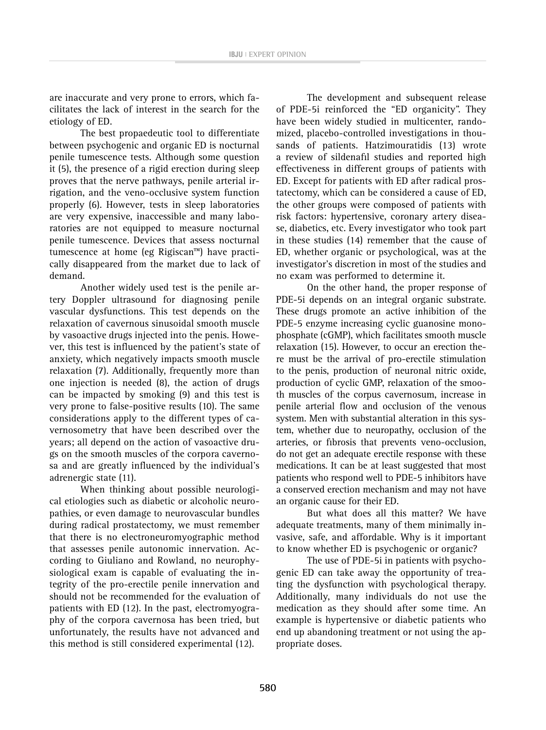are inaccurate and very prone to errors, which facilitates the lack of interest in the search for the etiology of ED.

The best propaedeutic tool to differentiate between psychogenic and organic ED is nocturnal penile tumescence tests. Although some question it (5), the presence of a rigid erection during sleep proves that the nerve pathways, penile arterial irrigation, and the veno-occlusive system function properly (6). However, tests in sleep laboratories are very expensive, inaccessible and many laboratories are not equipped to measure nocturnal penile tumescence. Devices that assess nocturnal tumescence at home (eg Rigiscan™) have practically disappeared from the market due to lack of demand.

Another widely used test is the penile artery Doppler ultrasound for diagnosing penile vascular dysfunctions. This test depends on the relaxation of cavernous sinusoidal smooth muscle by vasoactive drugs injected into the penis. However, this test is influenced by the patient's state of anxiety, which negatively impacts smooth muscle relaxation (7). Additionally, frequently more than one injection is needed (8), the action of drugs can be impacted by smoking (9) and this test is very prone to false-positive results (10). The same considerations apply to the different types of cavernosometry that have been described over the years; all depend on the action of vasoactive drugs on the smooth muscles of the corpora cavernosa and are greatly influenced by the individual's adrenergic state (11).

When thinking about possible neurological etiologies such as diabetic or alcoholic neuropathies, or even damage to neurovascular bundles during radical prostatectomy, we must remember that there is no electroneuromyographic method that assesses penile autonomic innervation. According to Giuliano and Rowland, no neurophysiological exam is capable of evaluating the integrity of the pro-erectile penile innervation and should not be recommended for the evaluation of patients with ED (12). In the past, electromyography of the corpora cavernosa has been tried, but unfortunately, the results have not advanced and this method is still considered experimental (12).

The development and subsequent release of PDE-5i reinforced the "ED organicity". They have been widely studied in multicenter, randomized, placebo-controlled investigations in thousands of patients. Hatzimouratidis (13) wrote a review of sildenafil studies and reported high effectiveness in different groups of patients with ED. Except for patients with ED after radical prostatectomy, which can be considered a cause of ED, the other groups were composed of patients with risk factors: hypertensive, coronary artery disease, diabetics, etc. Every investigator who took part in these studies (14) remember that the cause of ED, whether organic or psychological, was at the investigator's discretion in most of the studies and no exam was performed to determine it.

On the other hand, the proper response of PDE-5i depends on an integral organic substrate. These drugs promote an active inhibition of the PDE-5 enzyme increasing cyclic guanosine monophosphate (cGMP), which facilitates smooth muscle relaxation (15). However, to occur an erection there must be the arrival of pro-erectile stimulation to the penis, production of neuronal nitric oxide, production of cyclic GMP, relaxation of the smooth muscles of the corpus cavernosum, increase in penile arterial flow and occlusion of the venous system. Men with substantial alteration in this system, whether due to neuropathy, occlusion of the arteries, or fibrosis that prevents veno-occlusion, do not get an adequate erectile response with these medications. It can be at least suggested that most patients who respond well to PDE-5 inhibitors have a conserved erection mechanism and may not have an organic cause for their ED.

But what does all this matter? We have adequate treatments, many of them minimally invasive, safe, and affordable. Why is it important to know whether ED is psychogenic or organic?

The use of PDE-5i in patients with psychogenic ED can take away the opportunity of treating the dysfunction with psychological therapy. Additionally, many individuals do not use the medication as they should after some time. An example is hypertensive or diabetic patients who end up abandoning treatment or not using the appropriate doses.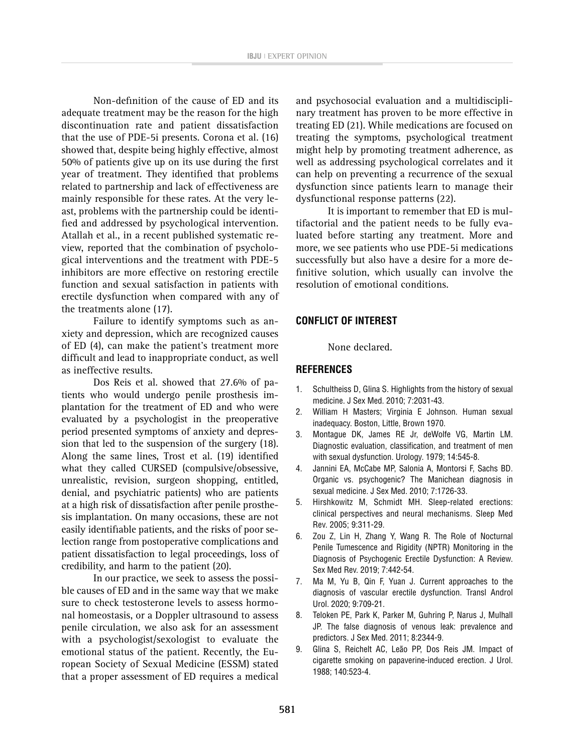Non-definition of the cause of ED and its adequate treatment may be the reason for the high discontinuation rate and patient dissatisfaction that the use of PDE-5i presents. Corona et al. (16) showed that, despite being highly effective, almost 50% of patients give up on its use during the first year of treatment. They identified that problems related to partnership and lack of effectiveness are mainly responsible for these rates. At the very least, problems with the partnership could be identified and addressed by psychological intervention. Atallah et al., in a recent published systematic review, reported that the combination of psychological interventions and the treatment with PDE-5 inhibitors are more effective on restoring erectile function and sexual satisfaction in patients with erectile dysfunction when compared with any of the treatments alone (17).

Failure to identify symptoms such as anxiety and depression, which are recognized causes of ED (4), can make the patient's treatment more difficult and lead to inappropriate conduct, as well as ineffective results.

Dos Reis et al. showed that 27.6% of patients who would undergo penile prosthesis implantation for the treatment of ED and who were evaluated by a psychologist in the preoperative period presented symptoms of anxiety and depression that led to the suspension of the surgery (18). Along the same lines, Trost et al. (19) identified what they called CURSED (compulsive/obsessive, unrealistic, revision, surgeon shopping, entitled, denial, and psychiatric patients) who are patients at a high risk of dissatisfaction after penile prosthesis implantation. On many occasions, these are not easily identifiable patients, and the risks of poor selection range from postoperative complications and patient dissatisfaction to legal proceedings, loss of credibility, and harm to the patient (20).

In our practice, we seek to assess the possible causes of ED and in the same way that we make sure to check testosterone levels to assess hormonal homeostasis, or a Doppler ultrasound to assess penile circulation, we also ask for an assessment with a psychologist/sexologist to evaluate the emotional status of the patient. Recently, the European Society of Sexual Medicine (ESSM) stated that a proper assessment of ED requires a medical and psychosocial evaluation and a multidisciplinary treatment has proven to be more effective in treating ED (21). While medications are focused on treating the symptoms, psychological treatment might help by promoting treatment adherence, as well as addressing psychological correlates and it can help on preventing a recurrence of the sexual dysfunction since patients learn to manage their dysfunctional response patterns (22).

It is important to remember that ED is multifactorial and the patient needs to be fully evaluated before starting any treatment. More and more, we see patients who use PDE-5i medications successfully but also have a desire for a more definitive solution, which usually can involve the resolution of emotional conditions.

## CONFLICT OF INTEREST

None declared.

## REFERENCES

1. Schultheiss D, Glina S. Highlights from the history of sexual medicine. J Sex Med. 2010; 7:2031-43.
2. William H Masters; Virginia E Johnson. Human sexual inadequacy. Boston, Little, Brown 1970.
3. Montague DK, James RE Jr, deWolfe VG, Martin LM. Diagnostic evaluation, classification, and treatment of men with sexual dysfunction. Urology. 1979; 14:545-8.
4. Jannini EA, McCabe MP, Salonia A, Montorsi F, Sachs BD. Organic vs. psychogenic? The Manichean diagnosis in sexual medicine. J Sex Med. 2010; 7:1726-33.
5. Hirshkowitz M, Schmidt MH. Sleep-related erections: clinical perspectives and neural mechanisms. Sleep Med Rev. 2005; 9:311-29.
6. Zou Z, Lin H, Zhang Y, Wang R. The Role of Nocturnal Penile Tumescence and Rigidity (NPTR) Monitoring in the Diagnosis of Psychogenic Erectile Dysfunction: A Review. Sex Med Rev. 2019; 7:442-54.
7. Ma M, Yu B, Qin F, Yuan J. Current approaches to the diagnosis of vascular erectile dysfunction. Transl Androl Urol. 2020; 9:709-21.
8. Teloken PE, Park K, Parker M, Guhring P, Narus J, Mulhall JP. The false diagnosis of venous leak: prevalence and predictors. J Sex Med. 2011; 8:2344-9.
9. Glina S, Reichelt AC, Leão PP, Dos Reis JM. Impact of cigarette smoking on papaverine-induced erection. J Urol. 1988; 140:523-4.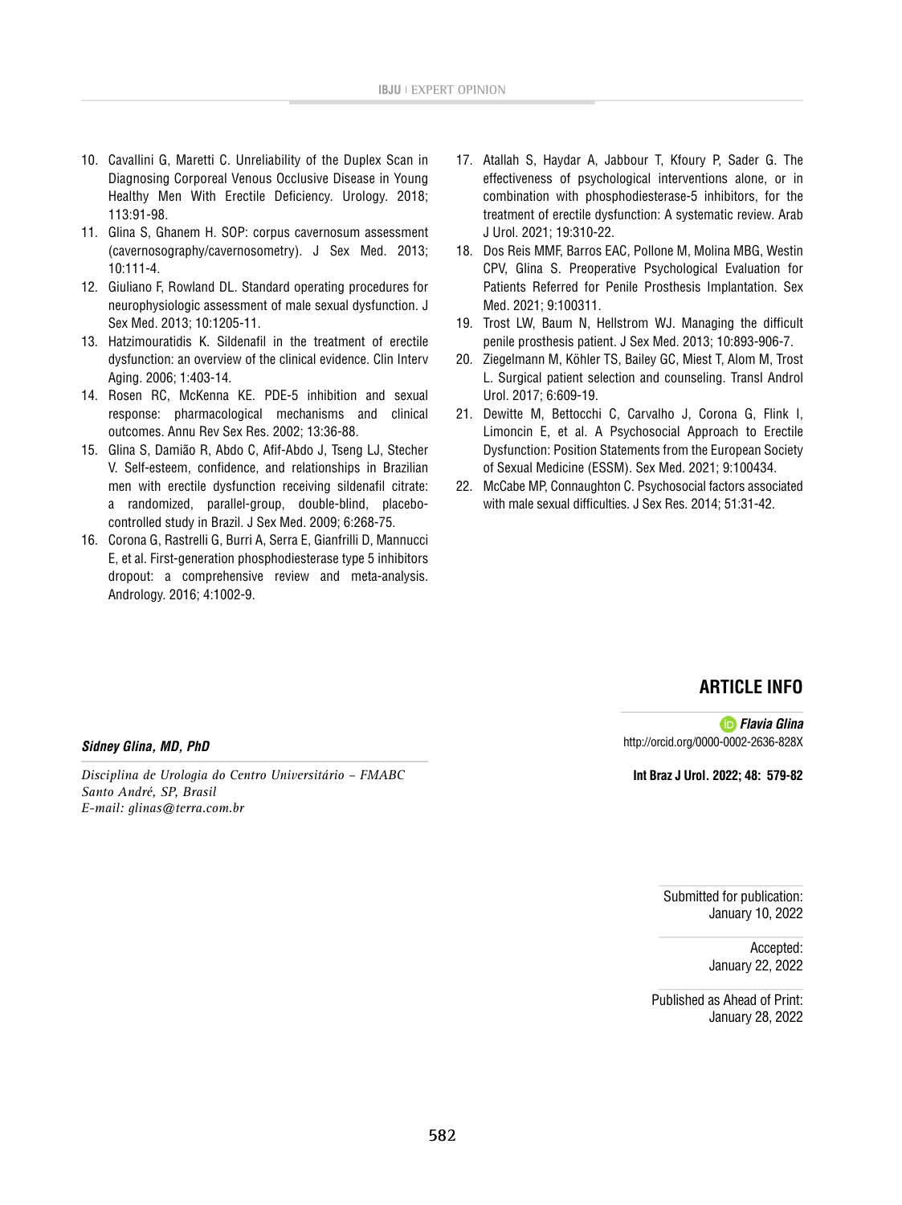10. Cavallini G, Maretti C. Unreliability of the Duplex Scan in Diagnosing Corporeal Venous Occlusive Disease in Young Healthy Men With Erectile Deficiency. Urology. 2018; 113:91-98.
11. Glina S, Ghanem H. SOP: corpus cavernosum assessment (cavernosography/cavernosometry). J Sex Med. 2013; 10:111-4.
12. Giuliano F, Rowland DL. Standard operating procedures for neurophysiologic assessment of male sexual dysfunction. J Sex Med. 2013; 10:1205-11.
13. Hatzimouratidis K. Sildenafil in the treatment of erectile dysfunction: an overview of the clinical evidence. Clin Interv Aging. 2006; 1:403-14.
14. Rosen RC, McKenna KE. PDE-5 inhibition and sexual response: pharmacological mechanisms and clinical outcomes. Annu Rev Sex Res. 2002; 13:36-88.
15. Glina S, Damião R, Abdo C, Afif-Abdo J, Tseng LJ, Stecher V. Self-esteem, confidence, and relationships in Brazilian men with erectile dysfunction receiving sildenafil citrate: a randomized, parallel-group, double-blind, placebo-controlled study in Brazil. J Sex Med. 2009; 6:268-75.
16. Corona G, Rastrelli G, Burri A, Serra E, Gianfrilli D, Mannucci E, et al. First-generation phosphodiesterase type 5 inhibitors dropout: a comprehensive review and meta-analysis. Andrology. 2016; 4:1002-9.
17. Atallah S, Haydar A, Jabbour T, Kfoury P, Sader G. The effectiveness of psychological interventions alone, or in combination with phosphodiesterase-5 inhibitors, for the treatment of erectile dysfunction: A systematic review. Arab J Urol. 2021; 19:310-22.
18. Dos Reis MMF, Barros EAC, Pollone M, Molina MBG, Westin CPV, Glina S. Preoperative Psychological Evaluation for Patients Referred for Penile Prosthesis Implantation. Sex Med. 2021; 9:100311.
19. Trost LW, Baum N, Hellstrom WJ. Managing the difficult penile prosthesis patient. J Sex Med. 2013; 10:893-906-7.
20. Ziegelmann M, Köhler TS, Bailey GC, Miest T, Alom M, Trost L. Surgical patient selection and counseling. Transl Androl Urol. 2017; 6:609-19.
21. Dewitte M, Bettocchi C, Carvalho J, Corona G, Flink I, Limoncin E, et al. A Psychosocial Approach to Erectile Dysfunction: Position Statements from the European Society of Sexual Medicine (ESSM). Sex Med. 2021; 9:100434.
22. McCabe MP, Connaughton C. Psychosocial factors associated with male sexual difficulties. J Sex Res. 2014; 51:31-42.

***Sidney Glina, MD, PhD***

*Disciplina de Urologia do Centro Universitário – FMABC*
*Santo André, SP, Brasil*
*E-mail: glinas@terra.com.br*

## ARTICLE INFO

***Flavia Glina***
http://orcid.org/0000-0002-2636-828X

**Int Braz J Urol. 2022; 48: 579-82**

Submitted for publication:
January 10, 2022

Accepted:
January 22, 2022

Published as Ahead of Print:
January 28, 2022